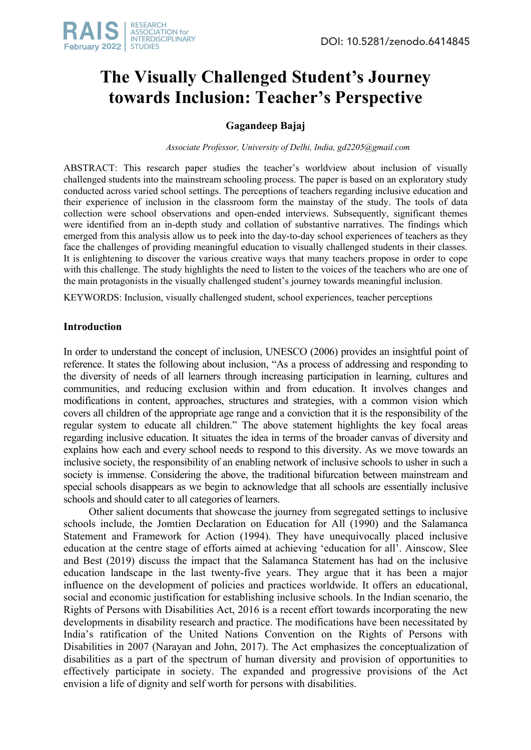# The Visually Challenged Student's Journey towards Inclusion: Teacher's Perspective

**Gagandeep Bajaj**

*Associate Professor, University of Delhi, India, gd2205@gmail.com*

ABSTRACT: This research paper studies the teacher's worldview about inclusion of visually challenged students into the mainstream schooling process. The paper is based on an exploratory study conducted across varied school settings. The perceptions of teachers regarding inclusive education and their experience of inclusion in the classroom form the mainstay of the study. The tools of data collection were school observations and open-ended interviews. Subsequently, significant themes were identified from an in-depth study and collation of substantive narratives. The findings which emerged from this analysis allow us to peek into the day-to-day school experiences of teachers as they face the challenges of providing meaningful education to visually challenged students in their classes. It is enlightening to discover the various creative ways that many teachers propose in order to cope with this challenge. The study highlights the need to listen to the voices of the teachers who are one of the main protagonists in the visually challenged student's journey towards meaningful inclusion.

KEYWORDS: Inclusion, visually challenged student, school experiences, teacher perceptions

## Introduction

In order to understand the concept of inclusion, UNESCO (2006) provides an insightful point of reference. It states the following about inclusion, "As a process of addressing and responding to the diversity of needs of all learners through increasing participation in learning, cultures and communities, and reducing exclusion within and from education. It involves changes and modifications in content, approaches, structures and strategies, with a common vision which covers all children of the appropriate age range and a conviction that it is the responsibility of the regular system to educate all children." The above statement highlights the key focal areas regarding inclusive education. It situates the idea in terms of the broader canvas of diversity and explains how each and every school needs to respond to this diversity. As we move towards an inclusive society, the responsibility of an enabling network of inclusive schools to usher in such a society is immense. Considering the above, the traditional bifurcation between mainstream and special schools disappears as we begin to acknowledge that all schools are essentially inclusive schools and should cater to all categories of learners.

Other salient documents that showcase the journey from segregated settings to inclusive schools include, the Jomtien Declaration on Education for All (1990) and the Salamanca Statement and Framework for Action (1994). They have unequivocally placed inclusive education at the centre stage of efforts aimed at achieving 'education for all'. Ainscow, Slee and Best (2019) discuss the impact that the Salamanca Statement has had on the inclusive education landscape in the last twenty-five years. They argue that it has been a major influence on the development of policies and practices worldwide. It offers an educational, social and economic justification for establishing inclusive schools. In the Indian scenario, the Rights of Persons with Disabilities Act, 2016 is a recent effort towards incorporating the new developments in disability research and practice. The modifications have been necessitated by India's ratification of the United Nations Convention on the Rights of Persons with Disabilities in 2007 (Narayan and John, 2017). The Act emphasizes the conceptualization of disabilities as a part of the spectrum of human diversity and provision of opportunities to effectively participate in society. The expanded and progressive provisions of the Act envision a life of dignity and self worth for persons with disabilities.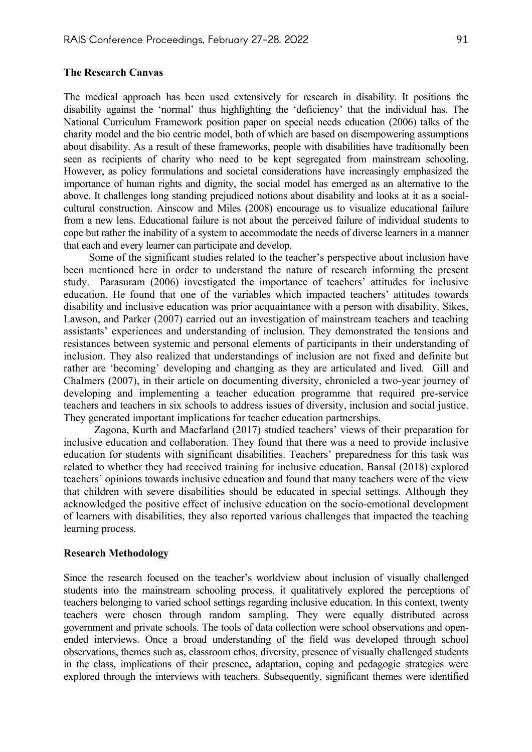### The Research Canvas

The medical approach has been used extensively for research in disability. It positions the disability against the 'normal' thus highlighting the 'deficiency' that the individual has. The National Curriculum Framework position paper on special needs education (2006) talks of the charity model and the bio centric model, both of which are based on disempowering assumptions about disability. As a result of these frameworks, people with disabilities have traditionally been seen as recipients of charity who need to be kept segregated from mainstream schooling. However, as policy formulations and societal considerations have increasingly emphasized the importance of human rights and dignity, the social model has emerged as an alternative to the above. It challenges long standing prejudiced notions about disability and looks at it as a social-cultural construction. Ainscow and Miles (2008) encourage us to visualize educational failure from a new lens. Educational failure is not about the perceived failure of individual students to cope but rather the inability of a system to accommodate the needs of diverse learners in a manner that each and every learner can participate and develop.

Some of the significant studies related to the teacher's perspective about inclusion have been mentioned here in order to understand the nature of research informing the present study. Parasuram (2006) investigated the importance of teachers' attitudes for inclusive education. He found that one of the variables which impacted teachers' attitudes towards disability and inclusive education was prior acquaintance with a person with disability. Sikes, Lawson, and Parker (2007) carried out an investigation of mainstream teachers and teaching assistants' experiences and understanding of inclusion. They demonstrated the tensions and resistances between systemic and personal elements of participants in their understanding of inclusion. They also realized that understandings of inclusion are not fixed and definite but rather are 'becoming' developing and changing as they are articulated and lived. Gill and Chalmers (2007), in their article on documenting diversity, chronicled a two-year journey of developing and implementing a teacher education programme that required pre-service teachers and teachers in six schools to address issues of diversity, inclusion and social justice. They generated important implications for teacher education partnerships.

Zagona, Kurth and Macfarland (2017) studied teachers' views of their preparation for inclusive education and collaboration. They found that there was a need to provide inclusive education for students with significant disabilities. Teachers' preparedness for this task was related to whether they had received training for inclusive education. Bansal (2018) explored teachers' opinions towards inclusive education and found that many teachers were of the view that children with severe disabilities should be educated in special settings. Although they acknowledged the positive effect of inclusive education on the socio-emotional development of learners with disabilities, they also reported various challenges that impacted the teaching learning process.

### Research Methodology

Since the research focused on the teacher's worldview about inclusion of visually challenged students into the mainstream schooling process, it qualitatively explored the perceptions of teachers belonging to varied school settings regarding inclusive education. In this context, twenty teachers were chosen through random sampling. They were equally distributed across government and private schools. The tools of data collection were school observations and open-ended interviews. Once a broad understanding of the field was developed through school observations, themes such as, classroom ethos, diversity, presence of visually challenged students in the class, implications of their presence, adaptation, coping and pedagogic strategies were explored through the interviews with teachers. Subsequently, significant themes were identified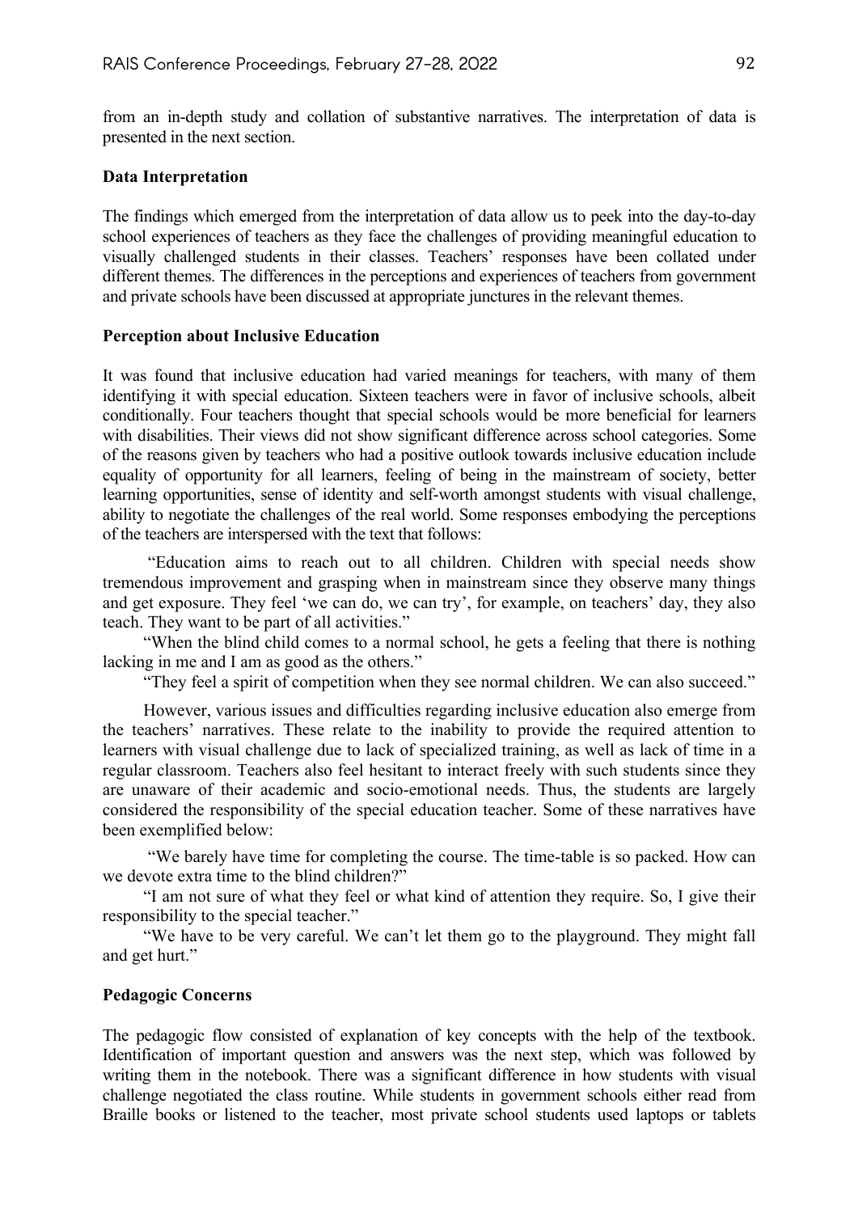from an in-depth study and collation of substantive narratives. The interpretation of data is presented in the next section.

## Data Interpretation

The findings which emerged from the interpretation of data allow us to peek into the day-to-day school experiences of teachers as they face the challenges of providing meaningful education to visually challenged students in their classes. Teachers' responses have been collated under different themes. The differences in the perceptions and experiences of teachers from government and private schools have been discussed at appropriate junctures in the relevant themes.

## Perception about Inclusive Education

It was found that inclusive education had varied meanings for teachers, with many of them identifying it with special education. Sixteen teachers were in favor of inclusive schools, albeit conditionally. Four teachers thought that special schools would be more beneficial for learners with disabilities. Their views did not show significant difference across school categories. Some of the reasons given by teachers who had a positive outlook towards inclusive education include equality of opportunity for all learners, feeling of being in the mainstream of society, better learning opportunities, sense of identity and self-worth amongst students with visual challenge, ability to negotiate the challenges of the real world. Some responses embodying the perceptions of the teachers are interspersed with the text that follows:

"Education aims to reach out to all children. Children with special needs show tremendous improvement and grasping when in mainstream since they observe many things and get exposure. They feel 'we can do, we can try', for example, on teachers' day, they also teach. They want to be part of all activities."

"When the blind child comes to a normal school, he gets a feeling that there is nothing lacking in me and I am as good as the others."

"They feel a spirit of competition when they see normal children. We can also succeed."

However, various issues and difficulties regarding inclusive education also emerge from the teachers' narratives. These relate to the inability to provide the required attention to learners with visual challenge due to lack of specialized training, as well as lack of time in a regular classroom. Teachers also feel hesitant to interact freely with such students since they are unaware of their academic and socio-emotional needs. Thus, the students are largely considered the responsibility of the special education teacher. Some of these narratives have been exemplified below:

"We barely have time for completing the course. The time-table is so packed. How can we devote extra time to the blind children?"

"I am not sure of what they feel or what kind of attention they require. So, I give their responsibility to the special teacher."

"We have to be very careful. We can't let them go to the playground. They might fall and get hurt."

## Pedagogic Concerns

The pedagogic flow consisted of explanation of key concepts with the help of the textbook. Identification of important question and answers was the next step, which was followed by writing them in the notebook. There was a significant difference in how students with visual challenge negotiated the class routine. While students in government schools either read from Braille books or listened to the teacher, most private school students used laptops or tablets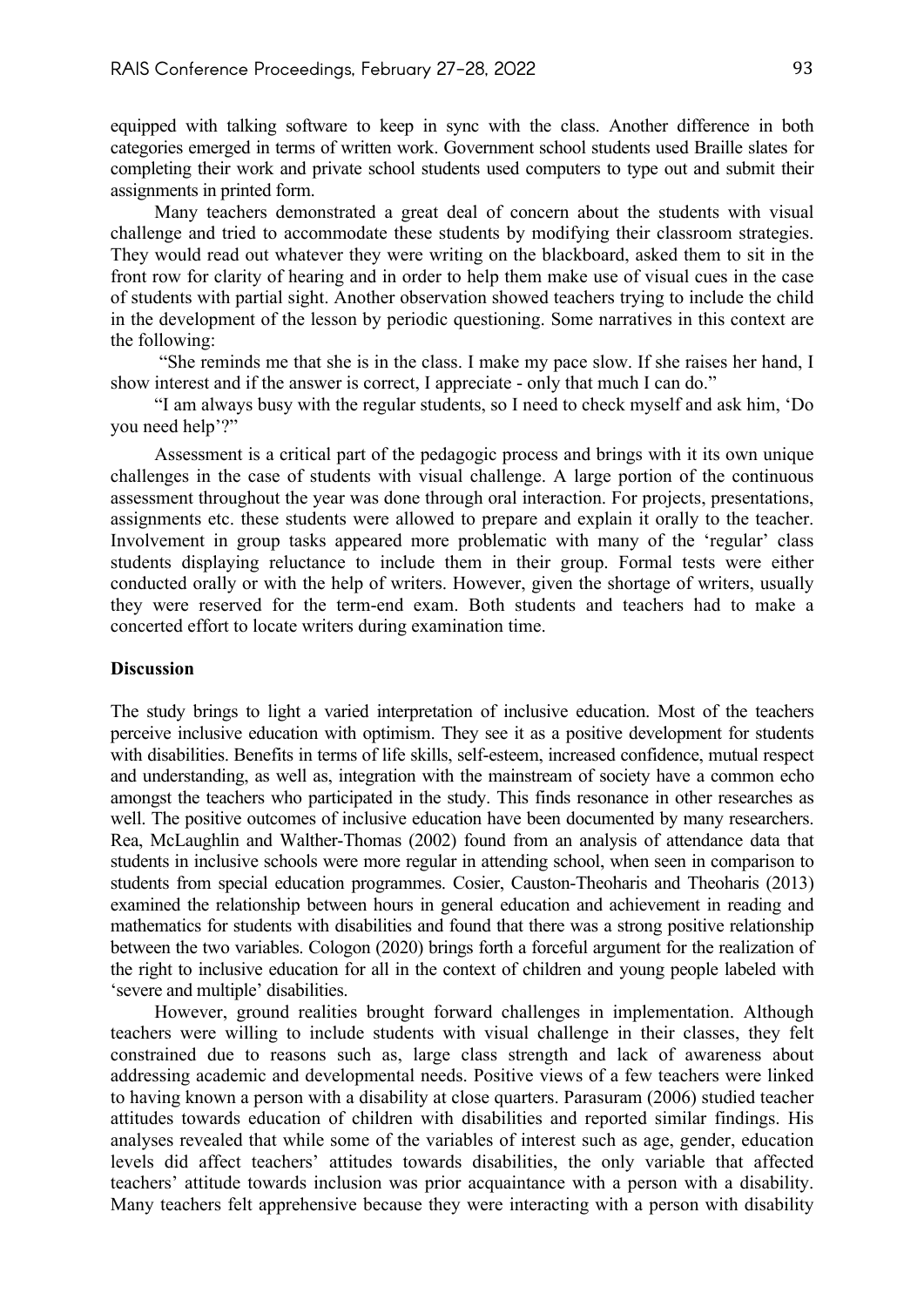equipped with talking software to keep in sync with the class. Another difference in both categories emerged in terms of written work. Government school students used Braille slates for completing their work and private school students used computers to type out and submit their assignments in printed form.

Many teachers demonstrated a great deal of concern about the students with visual challenge and tried to accommodate these students by modifying their classroom strategies. They would read out whatever they were writing on the blackboard, asked them to sit in the front row for clarity of hearing and in order to help them make use of visual cues in the case of students with partial sight. Another observation showed teachers trying to include the child in the development of the lesson by periodic questioning. Some narratives in this context are the following:

"She reminds me that she is in the class. I make my pace slow. If she raises her hand, I show interest and if the answer is correct, I appreciate - only that much I can do."

"I am always busy with the regular students, so I need to check myself and ask him, 'Do you need help'?"

Assessment is a critical part of the pedagogic process and brings with it its own unique challenges in the case of students with visual challenge. A large portion of the continuous assessment throughout the year was done through oral interaction. For projects, presentations, assignments etc. these students were allowed to prepare and explain it orally to the teacher. Involvement in group tasks appeared more problematic with many of the 'regular' class students displaying reluctance to include them in their group. Formal tests were either conducted orally or with the help of writers. However, given the shortage of writers, usually they were reserved for the term-end exam. Both students and teachers had to make a concerted effort to locate writers during examination time.

## Discussion

The study brings to light a varied interpretation of inclusive education. Most of the teachers perceive inclusive education with optimism. They see it as a positive development for students with disabilities. Benefits in terms of life skills, self-esteem, increased confidence, mutual respect and understanding, as well as, integration with the mainstream of society have a common echo amongst the teachers who participated in the study. This finds resonance in other researches as well. The positive outcomes of inclusive education have been documented by many researchers. Rea, McLaughlin and Walther-Thomas (2002) found from an analysis of attendance data that students in inclusive schools were more regular in attending school, when seen in comparison to students from special education programmes. Cosier, Causton-Theoharis and Theoharis (2013) examined the relationship between hours in general education and achievement in reading and mathematics for students with disabilities and found that there was a strong positive relationship between the two variables. Cologon (2020) brings forth a forceful argument for the realization of the right to inclusive education for all in the context of children and young people labeled with 'severe and multiple' disabilities.

However, ground realities brought forward challenges in implementation. Although teachers were willing to include students with visual challenge in their classes, they felt constrained due to reasons such as, large class strength and lack of awareness about addressing academic and developmental needs. Positive views of a few teachers were linked to having known a person with a disability at close quarters. Parasuram (2006) studied teacher attitudes towards education of children with disabilities and reported similar findings. His analyses revealed that while some of the variables of interest such as age, gender, education levels did affect teachers' attitudes towards disabilities, the only variable that affected teachers' attitude towards inclusion was prior acquaintance with a person with a disability. Many teachers felt apprehensive because they were interacting with a person with disability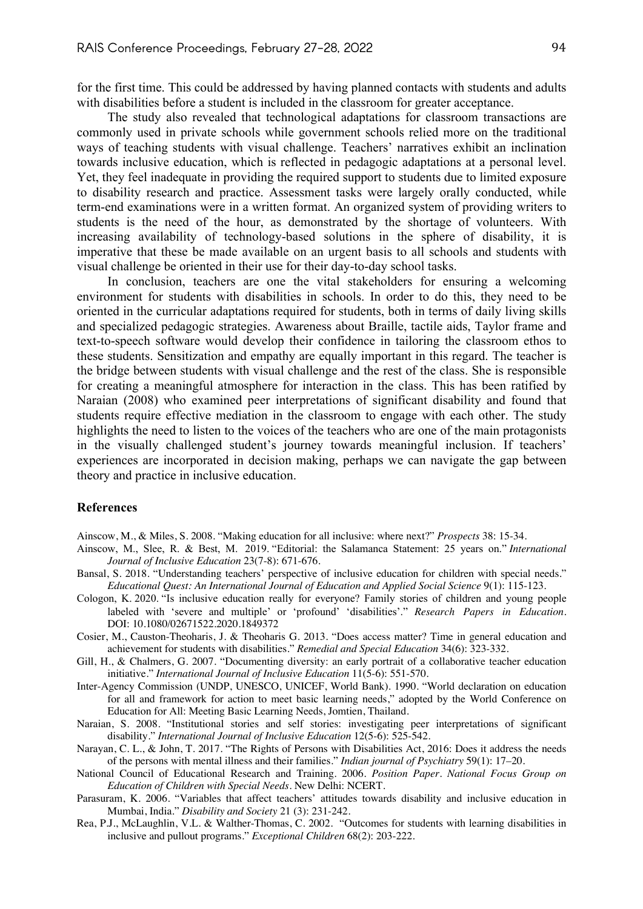for the first time. This could be addressed by having planned contacts with students and adults with disabilities before a student is included in the classroom for greater acceptance.

The study also revealed that technological adaptations for classroom transactions are commonly used in private schools while government schools relied more on the traditional ways of teaching students with visual challenge. Teachers' narratives exhibit an inclination towards inclusive education, which is reflected in pedagogic adaptations at a personal level. Yet, they feel inadequate in providing the required support to students due to limited exposure to disability research and practice. Assessment tasks were largely orally conducted, while term-end examinations were in a written format. An organized system of providing writers to students is the need of the hour, as demonstrated by the shortage of volunteers. With increasing availability of technology-based solutions in the sphere of disability, it is imperative that these be made available on an urgent basis to all schools and students with visual challenge be oriented in their use for their day-to-day school tasks.

In conclusion, teachers are one the vital stakeholders for ensuring a welcoming environment for students with disabilities in schools. In order to do this, they need to be oriented in the curricular adaptations required for students, both in terms of daily living skills and specialized pedagogic strategies. Awareness about Braille, tactile aids, Taylor frame and text-to-speech software would develop their confidence in tailoring the classroom ethos to these students. Sensitization and empathy are equally important in this regard. The teacher is the bridge between students with visual challenge and the rest of the class. She is responsible for creating a meaningful atmosphere for interaction in the class. This has been ratified by Naraian (2008) who examined peer interpretations of significant disability and found that students require effective mediation in the classroom to engage with each other. The study highlights the need to listen to the voices of the teachers who are one of the main protagonists in the visually challenged student's journey towards meaningful inclusion. If teachers' experiences are incorporated in decision making, perhaps we can navigate the gap between theory and practice in inclusive education.

## References

Ainscow, M., & Miles, S. 2008. "Making education for all inclusive: where next?" *Prospects* 38: 15-34.

Ainscow, M., Slee, R. & Best, M. 2019. "Editorial: the Salamanca Statement: 25 years on." *International Journal of Inclusive Education* 23(7-8): 671-676.

Bansal, S. 2018. "Understanding teachers' perspective of inclusive education for children with special needs." *Educational Quest: An International Journal of Education and Applied Social Science* 9(1): 115-123.

Cologon, K. 2020. "Is inclusive education really for everyone? Family stories of children and young people labeled with 'severe and multiple' or 'profound' 'disabilities'." *Research Papers in Education*. DOI: 10.1080/02671522.2020.1849372

Cosier, M., Causton-Theoharis, J. & Theoharis G. 2013. "Does access matter? Time in general education and achievement for students with disabilities." *Remedial and Special Education* 34(6): 323-332.

Gill, H., & Chalmers, G. 2007. "Documenting diversity: an early portrait of a collaborative teacher education initiative." *International Journal of Inclusive Education* 11(5-6): 551-570.

Inter-Agency Commission (UNDP, UNESCO, UNICEF, World Bank). 1990. "World declaration on education for all and framework for action to meet basic learning needs," adopted by the World Conference on Education for All: Meeting Basic Learning Needs, Jomtien, Thailand.

Naraian, S. 2008. "Institutional stories and self stories: investigating peer interpretations of significant disability." *International Journal of Inclusive Education* 12(5-6): 525-542.

Narayan, C. L., & John, T. 2017. "The Rights of Persons with Disabilities Act, 2016: Does it address the needs of the persons with mental illness and their families." *Indian journal of Psychiatry* 59(1): 17–20.

National Council of Educational Research and Training. 2006. *Position Paper. National Focus Group on Education of Children with Special Needs*. New Delhi: NCERT.

Parasuram, K. 2006. "Variables that affect teachers' attitudes towards disability and inclusive education in Mumbai, India." *Disability and Society* 21 (3): 231-242.

Rea, P.J., McLaughlin, V.L. & Walther-Thomas, C. 2002. "Outcomes for students with learning disabilities in inclusive and pullout programs." *Exceptional Children* 68(2): 203-222.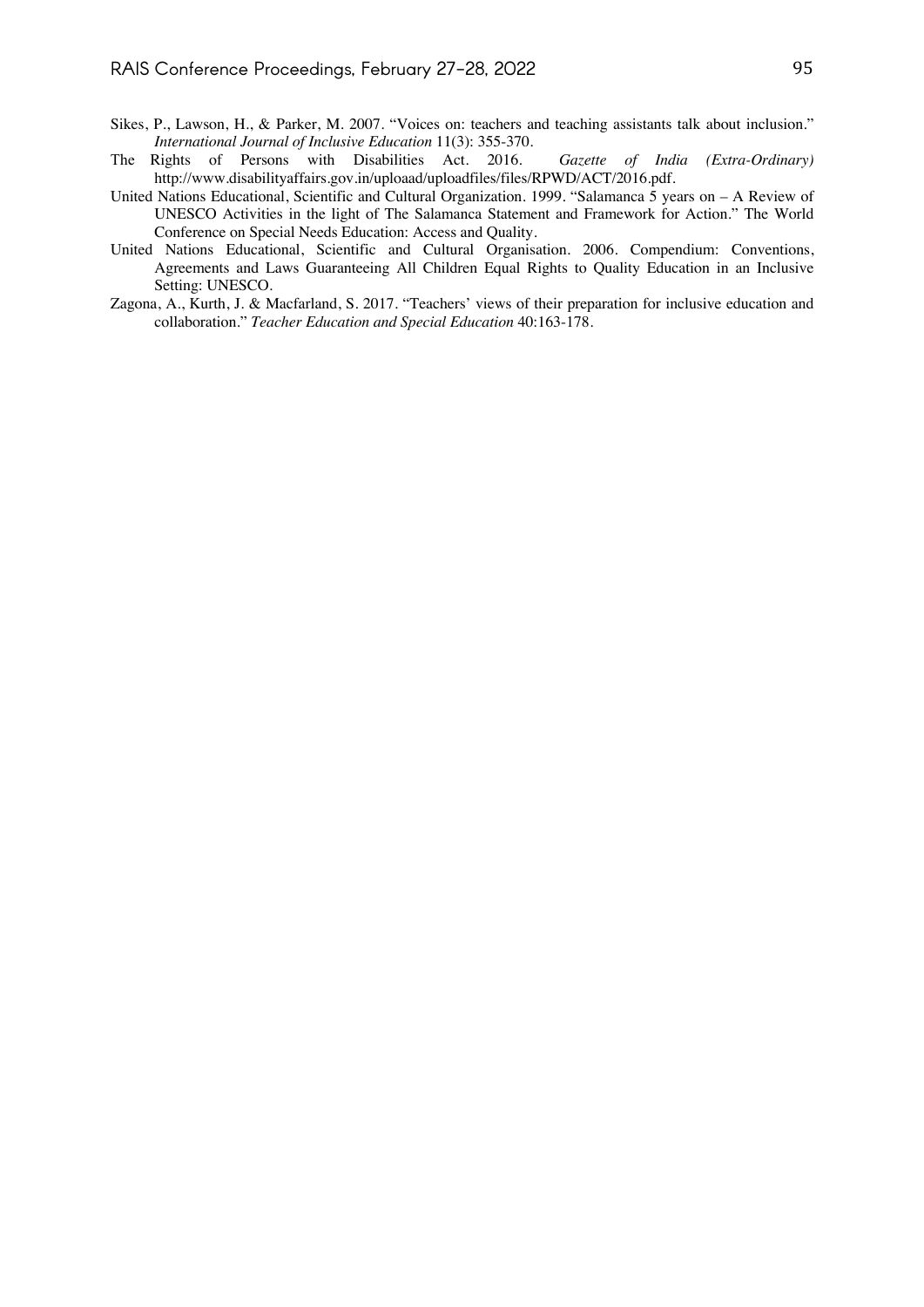Sikes, P., Lawson, H., & Parker, M. 2007. "Voices on: teachers and teaching assistants talk about inclusion." *International Journal of Inclusive Education* 11(3): 355-370.

The Rights of Persons with Disabilities Act. 2016. *Gazette of India (Extra-Ordinary)* http://www.disabilityaffairs.gov.in/uploaad/uploadfiles/files/RPWD/ACT/2016.pdf.

United Nations Educational, Scientific and Cultural Organization. 1999. "Salamanca 5 years on – A Review of UNESCO Activities in the light of The Salamanca Statement and Framework for Action." The World Conference on Special Needs Education: Access and Quality.

United Nations Educational, Scientific and Cultural Organisation. 2006. Compendium: Conventions, Agreements and Laws Guaranteeing All Children Equal Rights to Quality Education in an Inclusive Setting: UNESCO.

Zagona, A., Kurth, J. & Macfarland, S. 2017. "Teachers' views of their preparation for inclusive education and collaboration." *Teacher Education and Special Education* 40:163-178.